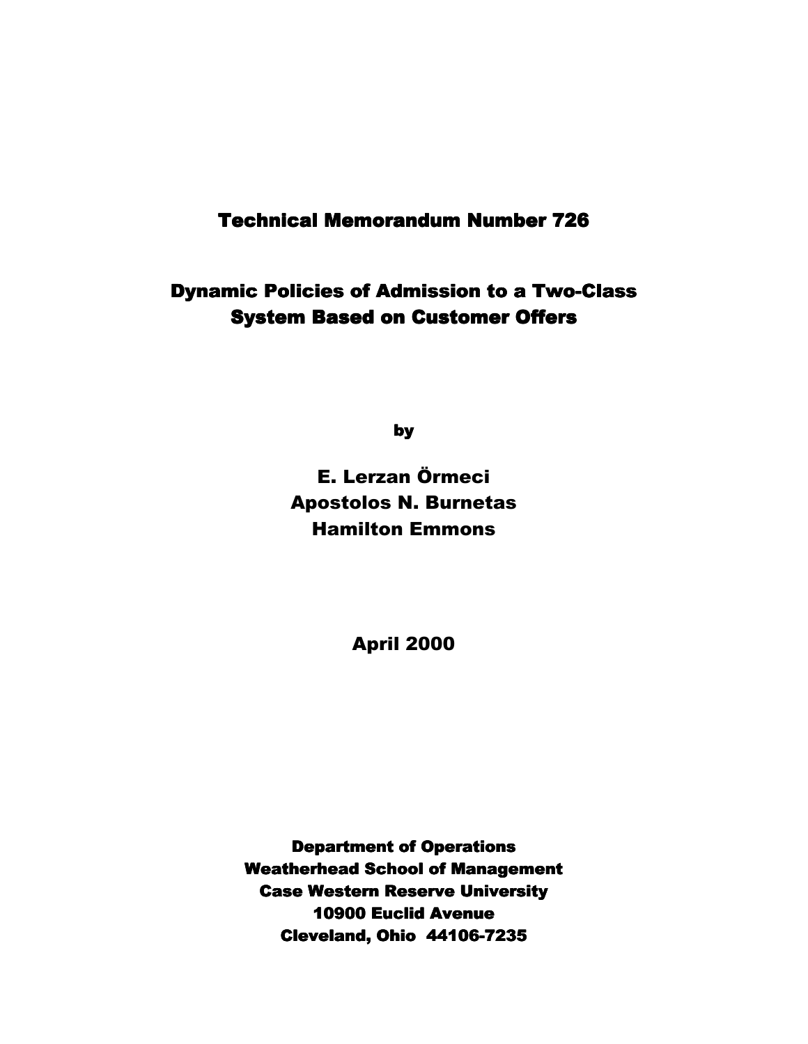# Technical Memorandum Number 726

## Dynamic Policies of Admission to a Two-Class System Based on Customer Offers

by

**E. Lerzan Örmeci**
**Apostolos N. Burnetas**
**Hamilton Emmons**

**April 2000**

**Department of Operations**
**Weatherhead School of Management**
**Case Western Reserve University**
**10900 Euclid Avenue**
**Cleveland, Ohio 44106-7235**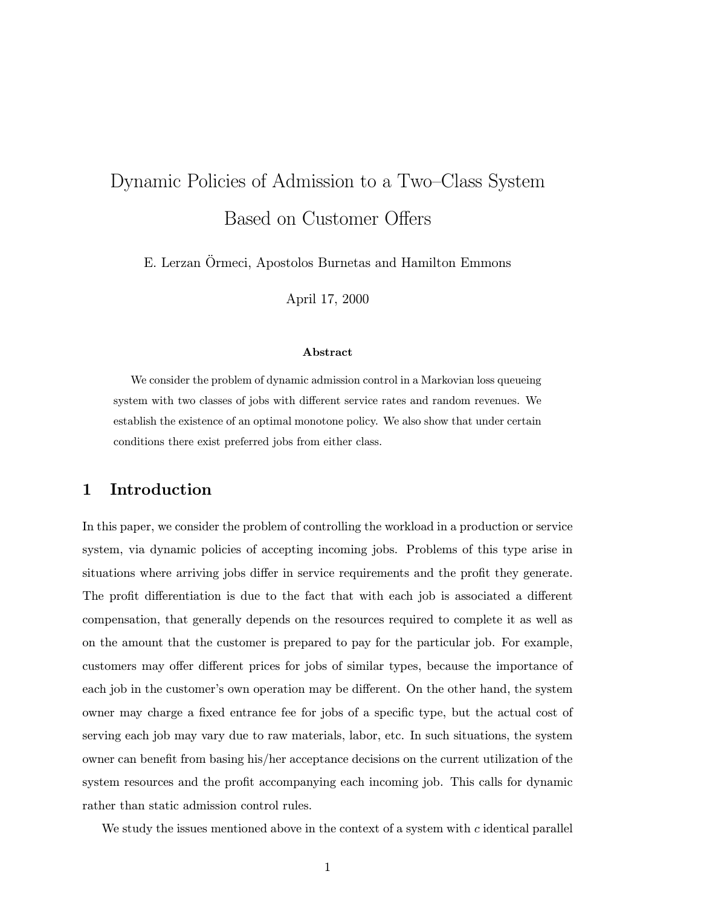# Dynamic Policies of Admission to a Two–Class System Based on Customer Offers

E. Lerzan Örmeci, Apostolos Burnetas and Hamilton Emmons

April 17, 2000

**Abstract**

We consider the problem of dynamic admission control in a Markovian loss queueing system with two classes of jobs with different service rates and random revenues. We establish the existence of an optimal monotone policy. We also show that under certain conditions there exist preferred jobs from either class.

## 1 Introduction

In this paper, we consider the problem of controlling the workload in a production or service system, via dynamic policies of accepting incoming jobs. Problems of this type arise in situations where arriving jobs differ in service requirements and the profit they generate. The profit differentiation is due to the fact that with each job is associated a different compensation, that generally depends on the resources required to complete it as well as on the amount that the customer is prepared to pay for the particular job. For example, customers may offer different prices for jobs of similar types, because the importance of each job in the customer's own operation may be different. On the other hand, the system owner may charge a fixed entrance fee for jobs of a specific type, but the actual cost of serving each job may vary due to raw materials, labor, etc. In such situations, the system owner can benefit from basing his/her acceptance decisions on the current utilization of the system resources and the profit accompanying each incoming job. This calls for dynamic rather than static admission control rules.

We study the issues mentioned above in the context of a system with $c$ identical parallel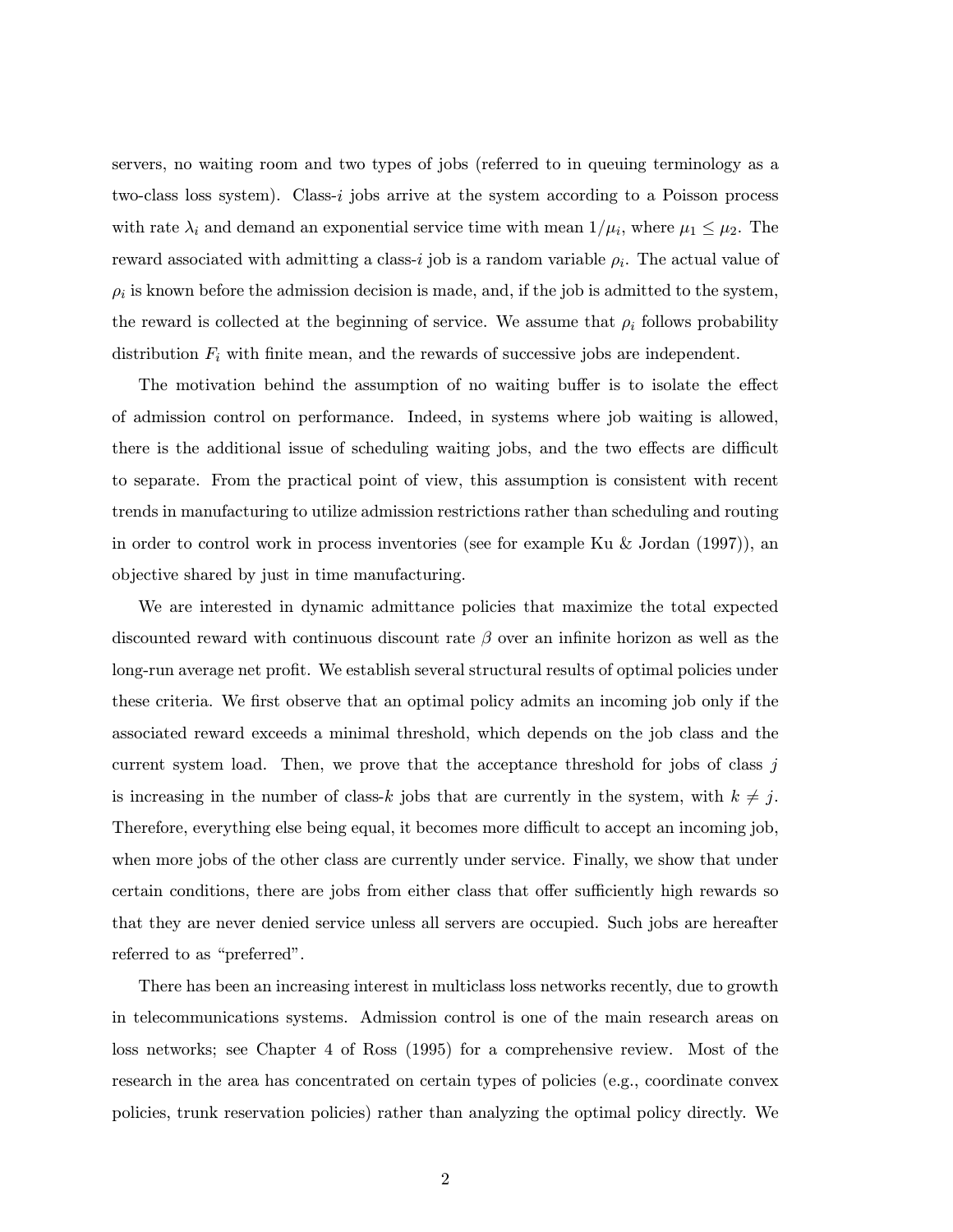servers, no waiting room and two types of jobs (referred to in queuing terminology as a two-class loss system). Class-$i$ jobs arrive at the system according to a Poisson process with rate $\lambda_i$ and demand an exponential service time with mean $1/\mu_i$, where $\mu_1 \leq \mu_2$. The reward associated with admitting a class-$i$ job is a random variable $\rho_i$. The actual value of $\rho_i$ is known before the admission decision is made, and, if the job is admitted to the system, the reward is collected at the beginning of service. We assume that $\rho_i$ follows probability distribution $F_i$ with finite mean, and the rewards of successive jobs are independent.

The motivation behind the assumption of no waiting buffer is to isolate the effect of admission control on performance. Indeed, in systems where job waiting is allowed, there is the additional issue of scheduling waiting jobs, and the two effects are difficult to separate. From the practical point of view, this assumption is consistent with recent trends in manufacturing to utilize admission restrictions rather than scheduling and routing in order to control work in process inventories (see for example Ku & Jordan (1997)), an objective shared by just in time manufacturing.

We are interested in dynamic admittance policies that maximize the total expected discounted reward with continuous discount rate $\beta$ over an infinite horizon as well as the long-run average net profit. We establish several structural results of optimal policies under these criteria. We first observe that an optimal policy admits an incoming job only if the associated reward exceeds a minimal threshold, which depends on the job class and the current system load. Then, we prove that the acceptance threshold for jobs of class $j$ is increasing in the number of class-$k$ jobs that are currently in the system, with $k \neq j$. Therefore, everything else being equal, it becomes more difficult to accept an incoming job, when more jobs of the other class are currently under service. Finally, we show that under certain conditions, there are jobs from either class that offer sufficiently high rewards so that they are never denied service unless all servers are occupied. Such jobs are hereafter referred to as "preferred".

There has been an increasing interest in multiclass loss networks recently, due to growth in telecommunications systems. Admission control is one of the main research areas on loss networks; see Chapter 4 of Ross (1995) for a comprehensive review. Most of the research in the area has concentrated on certain types of policies (e.g., coordinate convex policies, trunk reservation policies) rather than analyzing the optimal policy directly. We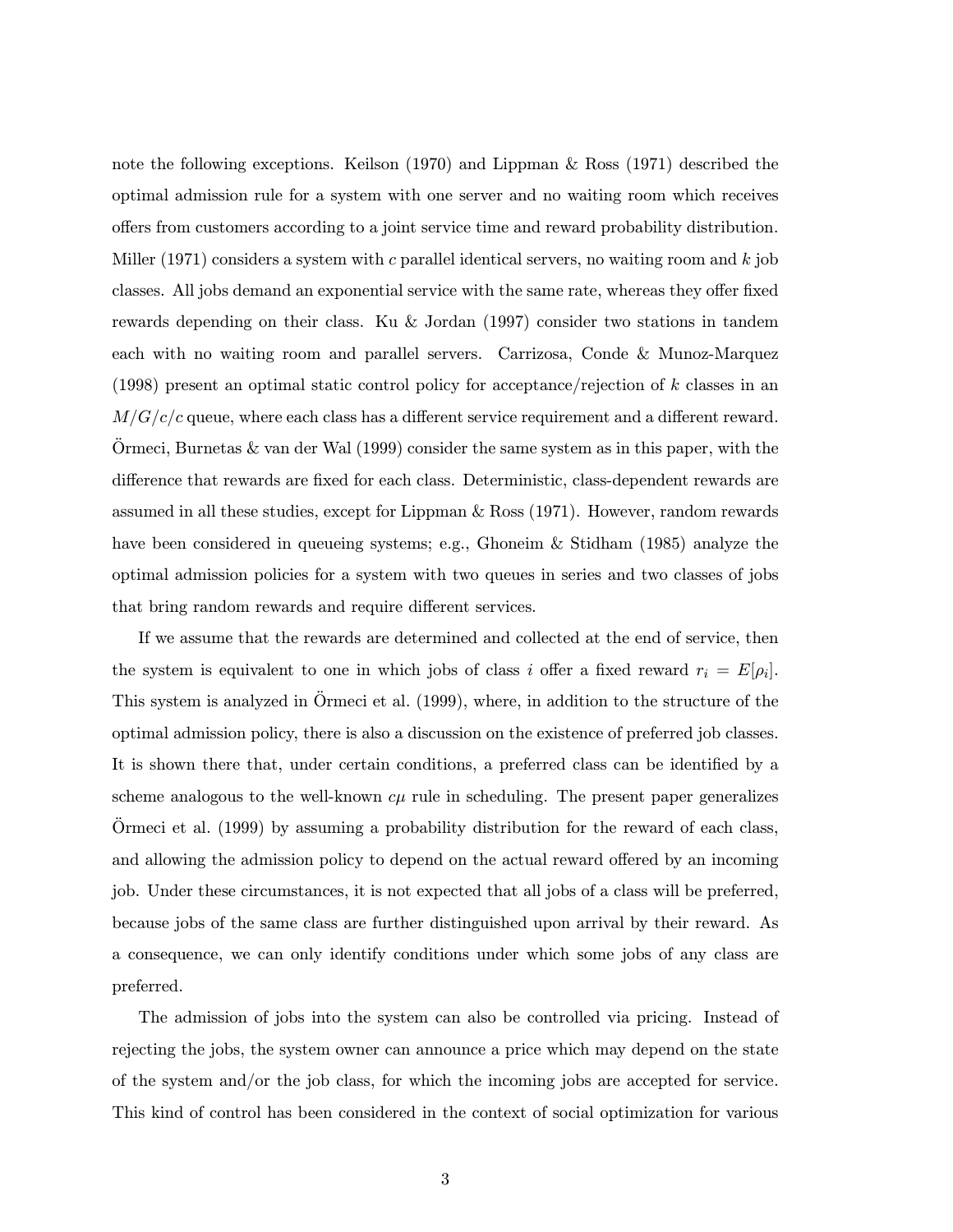note the following exceptions. Keilson (1970) and Lippman & Ross (1971) described the optimal admission rule for a system with one server and no waiting room which receives offers from customers according to a joint service time and reward probability distribution. Miller (1971) considers a system with $c$ parallel identical servers, no waiting room and $k$ job classes. All jobs demand an exponential service with the same rate, whereas they offer fixed rewards depending on their class. Ku & Jordan (1997) consider two stations in tandem each with no waiting room and parallel servers. Carrizosa, Conde & Munoz-Marquez (1998) present an optimal static control policy for acceptance/rejection of $k$ classes in an $M/G/c/c$ queue, where each class has a different service requirement and a different reward. Örmeci, Burnetas & van der Wal (1999) consider the same system as in this paper, with the difference that rewards are fixed for each class. Deterministic, class-dependent rewards are assumed in all these studies, except for Lippman & Ross (1971). However, random rewards have been considered in queueing systems; e.g., Ghoneim & Stidham (1985) analyze the optimal admission policies for a system with two queues in series and two classes of jobs that bring random rewards and require different services.

If we assume that the rewards are determined and collected at the end of service, then the system is equivalent to one in which jobs of class $i$ offer a fixed reward $r_i = E[\rho_i]$. This system is analyzed in Örmeci et al. (1999), where, in addition to the structure of the optimal admission policy, there is also a discussion on the existence of preferred job classes. It is shown there that, under certain conditions, a preferred class can be identified by a scheme analogous to the well-known $c\mu$ rule in scheduling. The present paper generalizes Örmeci et al. (1999) by assuming a probability distribution for the reward of each class, and allowing the admission policy to depend on the actual reward offered by an incoming job. Under these circumstances, it is not expected that all jobs of a class will be preferred, because jobs of the same class are further distinguished upon arrival by their reward. As a consequence, we can only identify conditions under which some jobs of any class are preferred.

The admission of jobs into the system can also be controlled via pricing. Instead of rejecting the jobs, the system owner can announce a price which may depend on the state of the system and/or the job class, for which the incoming jobs are accepted for service. This kind of control has been considered in the context of social optimization for various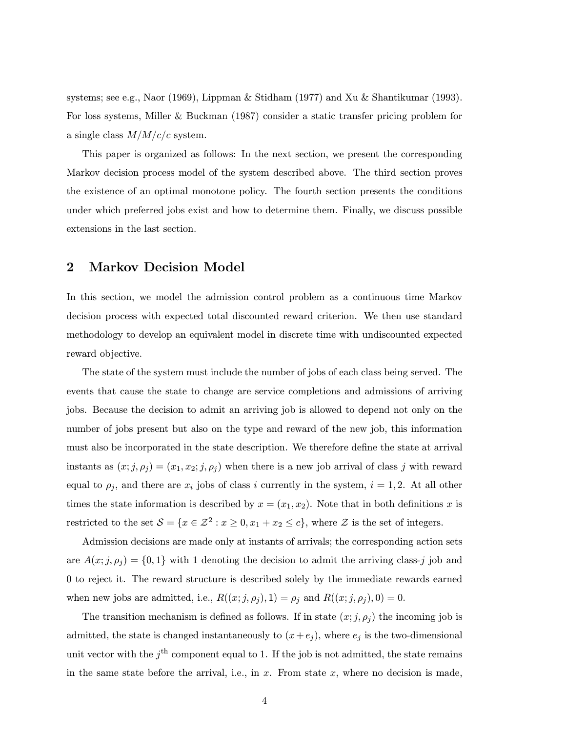systems; see e.g., Naor (1969), Lippman & Stidham (1977) and Xu & Shantikumar (1993). For loss systems, Miller & Buckman (1987) consider a static transfer pricing problem for a single class $M/M/c/c$ system.

This paper is organized as follows: In the next section, we present the corresponding Markov decision process model of the system described above. The third section proves the existence of an optimal monotone policy. The fourth section presents the conditions under which preferred jobs exist and how to determine them. Finally, we discuss possible extensions in the last section.

## 2 Markov Decision Model

In this section, we model the admission control problem as a continuous time Markov decision process with expected total discounted reward criterion. We then use standard methodology to develop an equivalent model in discrete time with undiscounted expected reward objective.

The state of the system must include the number of jobs of each class being served. The events that cause the state to change are service completions and admissions of arriving jobs. Because the decision to admit an arriving job is allowed to depend not only on the number of jobs present but also on the type and reward of the new job, this information must also be incorporated in the state description. We therefore define the state at arrival instants as $(x; j, \rho_j) = (x_1, x_2; j, \rho_j)$ when there is a new job arrival of class $j$ with reward equal to $\rho_j$, and there are $x_i$ jobs of class $i$ currently in the system, $i = 1, 2$. At all other times the state information is described by $x = (x_1, x_2)$. Note that in both definitions $x$ is restricted to the set $\mathcal{S} = \{x \in \mathcal{Z}^2 : x \geq 0, x_1 + x_2 \leq c\}$, where $\mathcal{Z}$ is the set of integers.

Admission decisions are made only at instants of arrivals; the corresponding action sets are $A(x; j, \rho_j) = \{0, 1\}$ with 1 denoting the decision to admit the arriving class-$j$ job and 0 to reject it. The reward structure is described solely by the immediate rewards earned when new jobs are admitted, i.e., $R((x; j, \rho_j), 1) = \rho_j$ and $R((x; j, \rho_j), 0) = 0$.

The transition mechanism is defined as follows. If in state $(x; j, \rho_j)$ the incoming job is admitted, the state is changed instantaneously to $(x + e_j)$, where $e_j$ is the two-dimensional unit vector with the $j^{\text{th}}$ component equal to 1. If the job is not admitted, the state remains in the same state before the arrival, i.e., in $x$. From state $x$, where no decision is made,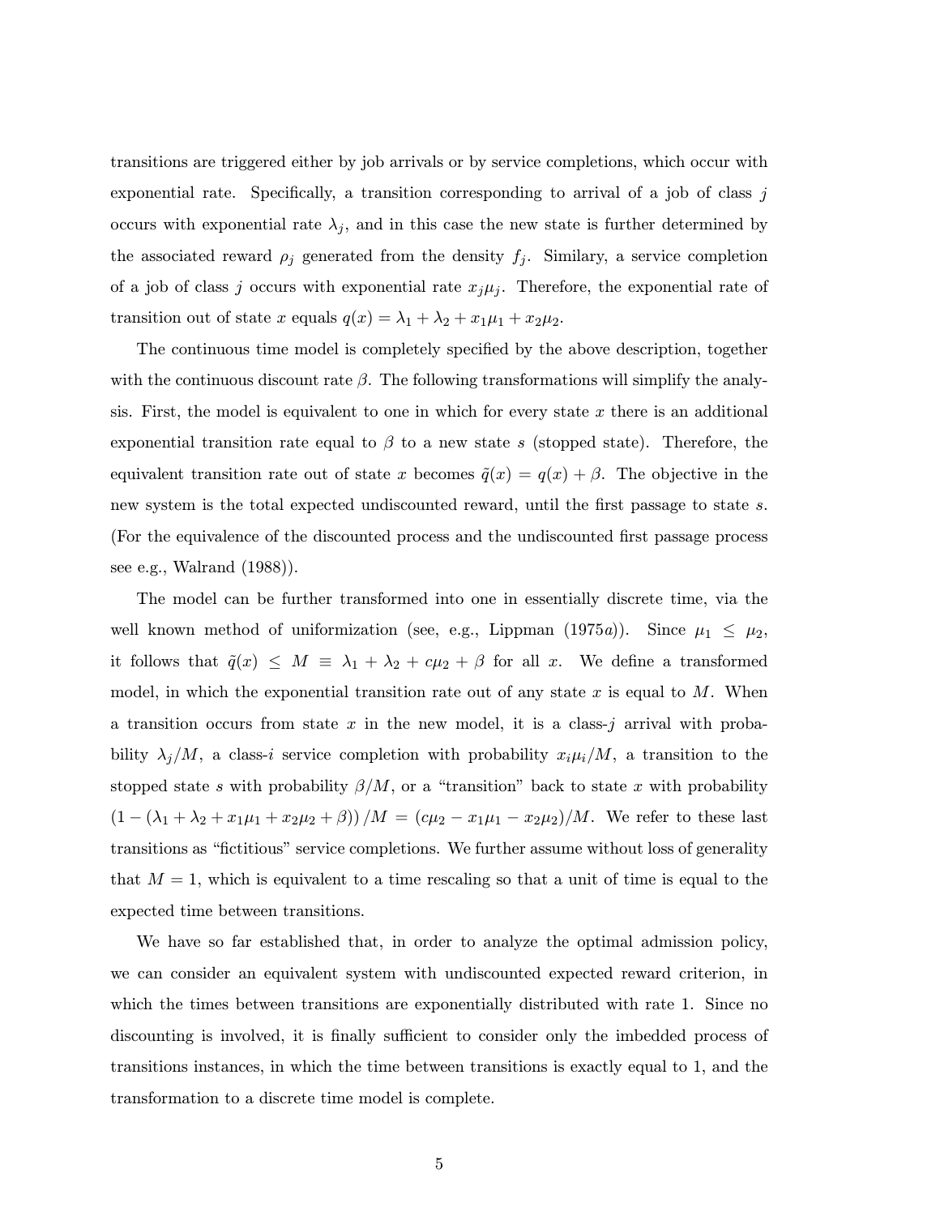transitions are triggered either by job arrivals or by service completions, which occur with exponential rate. Specifically, a transition corresponding to arrival of a job of class $j$ occurs with exponential rate $\lambda_j$, and in this case the new state is further determined by the associated reward $\rho_j$ generated from the density $f_j$. Similary, a service completion of a job of class $j$ occurs with exponential rate $x_j \mu_j$. Therefore, the exponential rate of transition out of state $x$ equals $q(x) = \lambda_1 + \lambda_2 + x_1\mu_1 + x_2\mu_2$.

The continuous time model is completely specified by the above description, together with the continuous discount rate $\beta$. The following transformations will simplify the analysis. First, the model is equivalent to one in which for every state $x$ there is an additional exponential transition rate equal to $\beta$ to a new state $s$ (stopped state). Therefore, the equivalent transition rate out of state $x$ becomes $\tilde{q}(x) = q(x) + \beta$. The objective in the new system is the total expected undiscounted reward, until the first passage to state $s$. (For the equivalence of the discounted process and the undiscounted first passage process see e.g., Walrand (1988)).

The model can be further transformed into one in essentially discrete time, via the well known method of uniformization (see, e.g., Lippman (1975$a$)). Since $\mu_1 \leq \mu_2$, it follows that $\tilde{q}(x) \leq M \equiv \lambda_1 + \lambda_2 + c\mu_2 + \beta$ for all $x$. We define a transformed model, in which the exponential transition rate out of any state $x$ is equal to $M$. When a transition occurs from state $x$ in the new model, it is a class-$j$ arrival with probability $\lambda_j/M$, a class-$i$ service completion with probability $x_i\mu_i/M$, a transition to the stopped state $s$ with probability $\beta/M$, or a "transition" back to state $x$ with probability $(1 - (\lambda_1 + \lambda_2 + x_1\mu_1 + x_2\mu_2 + \beta))/M = (c\mu_2 - x_1\mu_1 - x_2\mu_2)/M$. We refer to these last transitions as "fictitious" service completions. We further assume without loss of generality that $M = 1$, which is equivalent to a time rescaling so that a unit of time is equal to the expected time between transitions.

We have so far established that, in order to analyze the optimal admission policy, we can consider an equivalent system with undiscounted expected reward criterion, in which the times between transitions are exponentially distributed with rate 1. Since no discounting is involved, it is finally sufficient to consider only the imbedded process of transitions instances, in which the time between transitions is exactly equal to 1, and the transformation to a discrete time model is complete.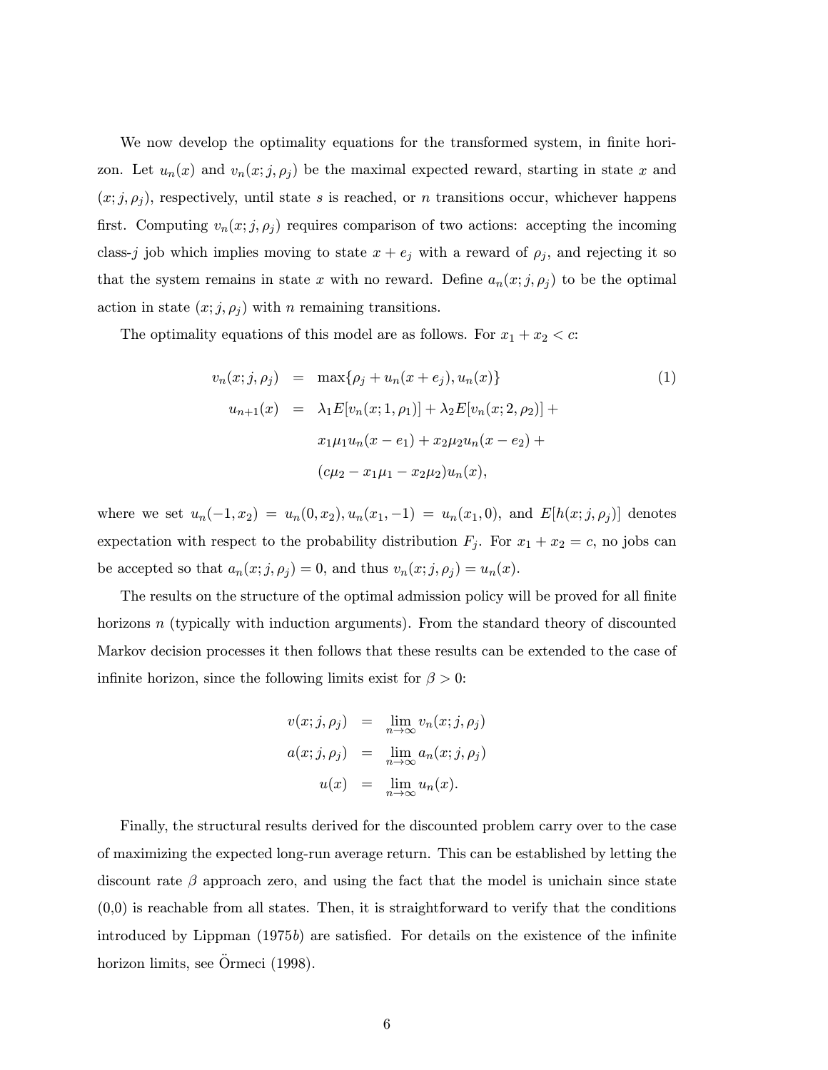We now develop the optimality equations for the transformed system, in finite horizon. Let $u_n(x)$ and $v_n(x; j, \rho_j)$ be the maximal expected reward, starting in state $x$ and $(x; j, \rho_j)$, respectively, until state $s$ is reached, or $n$ transitions occur, whichever happens first. Computing $v_n(x; j, \rho_j)$ requires comparison of two actions: accepting the incoming class-$j$ job which implies moving to state $x + e_j$ with a reward of $\rho_j$, and rejecting it so that the system remains in state $x$ with no reward. Define $a_n(x; j, \rho_j)$ to be the optimal action in state $(x; j, \rho_j)$ with $n$ remaining transitions.

The optimality equations of this model are as follows. For $x_1 + x_2 < c$:

$$
\begin{aligned}
v_n(x; j, \rho_j) &= \max\{\rho_j + u_n(x + e_j), u_n(x)\} \qquad (1) \\
u_{n+1}(x) &= \lambda_1 E[v_n(x; 1, \rho_1)] + \lambda_2 E[v_n(x; 2, \rho_2)] + \\
&\quad x_1 \mu_1 u_n(x - e_1) + x_2 \mu_2 u_n(x - e_2) + \\
&\quad (c\mu_2 - x_1 \mu_1 - x_2 \mu_2) u_n(x),
\end{aligned}
$$

where we set $u_n(-1, x_2) = u_n(0, x_2), u_n(x_1, -1) = u_n(x_1, 0)$, and $E[h(x; j, \rho_j)]$ denotes expectation with respect to the probability distribution $F_j$. For $x_1 + x_2 = c$, no jobs can be accepted so that $a_n(x; j, \rho_j) = 0$, and thus $v_n(x; j, \rho_j) = u_n(x)$.

The results on the structure of the optimal admission policy will be proved for all finite horizons $n$ (typically with induction arguments). From the standard theory of discounted Markov decision processes it then follows that these results can be extended to the case of infinite horizon, since the following limits exist for $\beta > 0$:

$$
\begin{aligned}
v(x; j, \rho_j) &= \lim_{n \to \infty} v_n(x; j, \rho_j) \\
a(x; j, \rho_j) &= \lim_{n \to \infty} a_n(x; j, \rho_j) \\
u(x) &= \lim_{n \to \infty} u_n(x).
\end{aligned}
$$

Finally, the structural results derived for the discounted problem carry over to the case of maximizing the expected long-run average return. This can be established by letting the discount rate $\beta$ approach zero, and using the fact that the model is unichain since state (0,0) is reachable from all states. Then, it is straightforward to verify that the conditions introduced by Lippman (1975*b*) are satisfied. For details on the existence of the infinite horizon limits, see Örmeci (1998).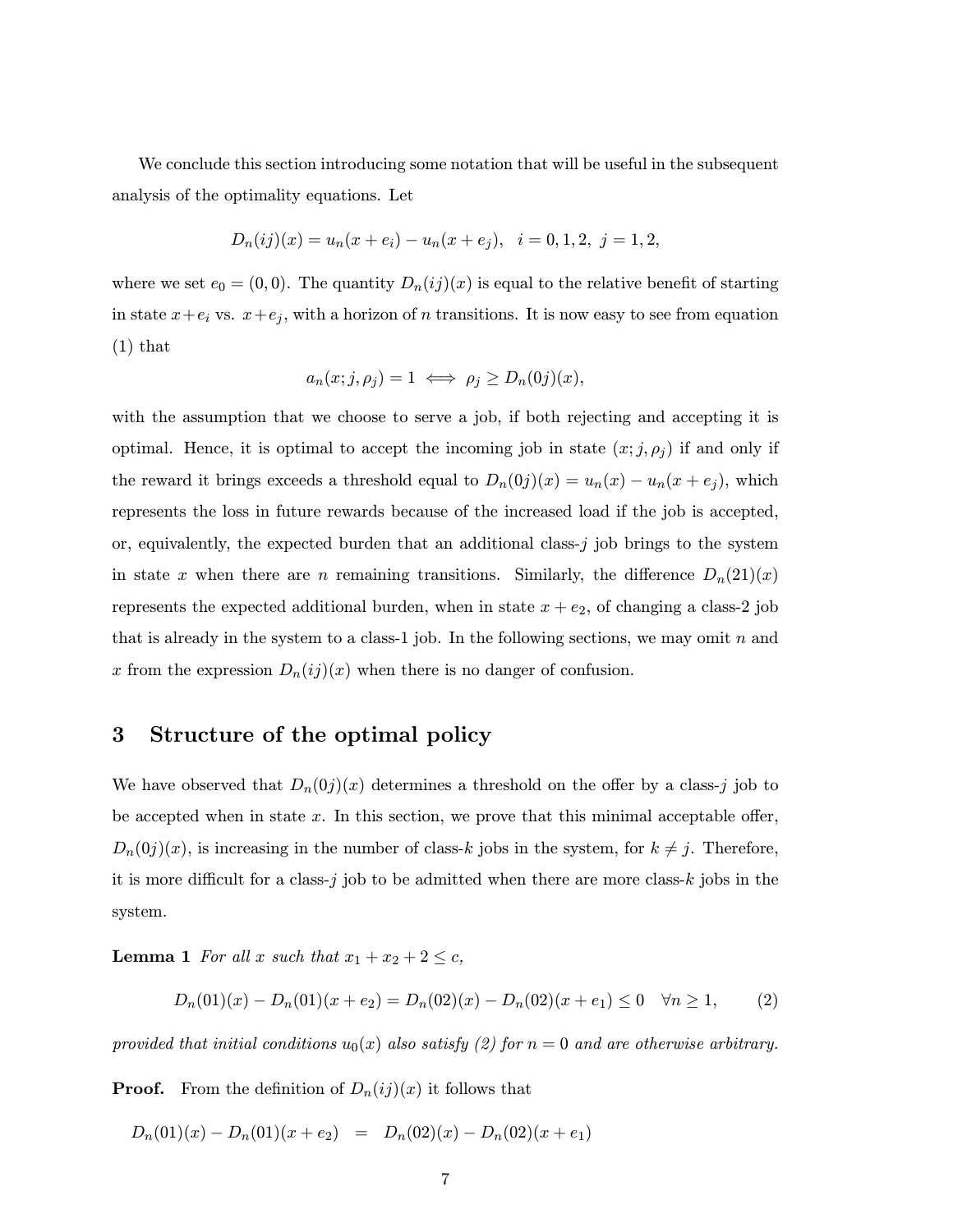We conclude this section introducing some notation that will be useful in the subsequent analysis of the optimality equations. Let

$$D_n(ij)(x) = u_n(x + e_i) - u_n(x + e_j), \quad i = 0, 1, 2, \ j = 1, 2,$$

where we set $e_0 = (0, 0)$. The quantity $D_n(ij)(x)$ is equal to the relative benefit of starting in state $x+e_i$ vs. $x+e_j$, with a horizon of $n$ transitions. It is now easy to see from equation (1) that

$$a_n(x; j, \rho_j) = 1 \iff \rho_j \geq D_n(0j)(x),$$

with the assumption that we choose to serve a job, if both rejecting and accepting it is optimal. Hence, it is optimal to accept the incoming job in state $(x; j, \rho_j)$ if and only if the reward it brings exceeds a threshold equal to $D_n(0j)(x) = u_n(x) - u_n(x + e_j)$, which represents the loss in future rewards because of the increased load if the job is accepted, or, equivalently, the expected burden that an additional class-$j$ job brings to the system in state $x$ when there are $n$ remaining transitions. Similarly, the difference $D_n(21)(x)$ represents the expected additional burden, when in state $x + e_2$, of changing a class-2 job that is already in the system to a class-1 job. In the following sections, we may omit $n$ and $x$ from the expression $D_n(ij)(x)$ when there is no danger of confusion.

## 3 Structure of the optimal policy

We have observed that $D_n(0j)(x)$ determines a threshold on the offer by a class-$j$ job to be accepted when in state $x$. In this section, we prove that this minimal acceptable offer, $D_n(0j)(x)$, is increasing in the number of class-$k$ jobs in the system, for $k \neq j$. Therefore, it is more difficult for a class-$j$ job to be admitted when there are more class-$k$ jobs in the system.

**Lemma 1** *For all $x$ such that $x_1 + x_2 + 2 \leq c$,*

$$D_n(01)(x) - D_n(01)(x + e_2) = D_n(02)(x) - D_n(02)(x + e_1) \leq 0 \quad \forall n \geq 1, \tag{2}$$

*provided that initial conditions $u_0(x)$ also satisfy (2) for $n = 0$ and are otherwise arbitrary.*

**Proof.** From the definition of $D_n(ij)(x)$ it follows that

$$D_n(01)(x) - D_n(01)(x + e_2) \quad = \quad D_n(02)(x) - D_n(02)(x + e_1)$$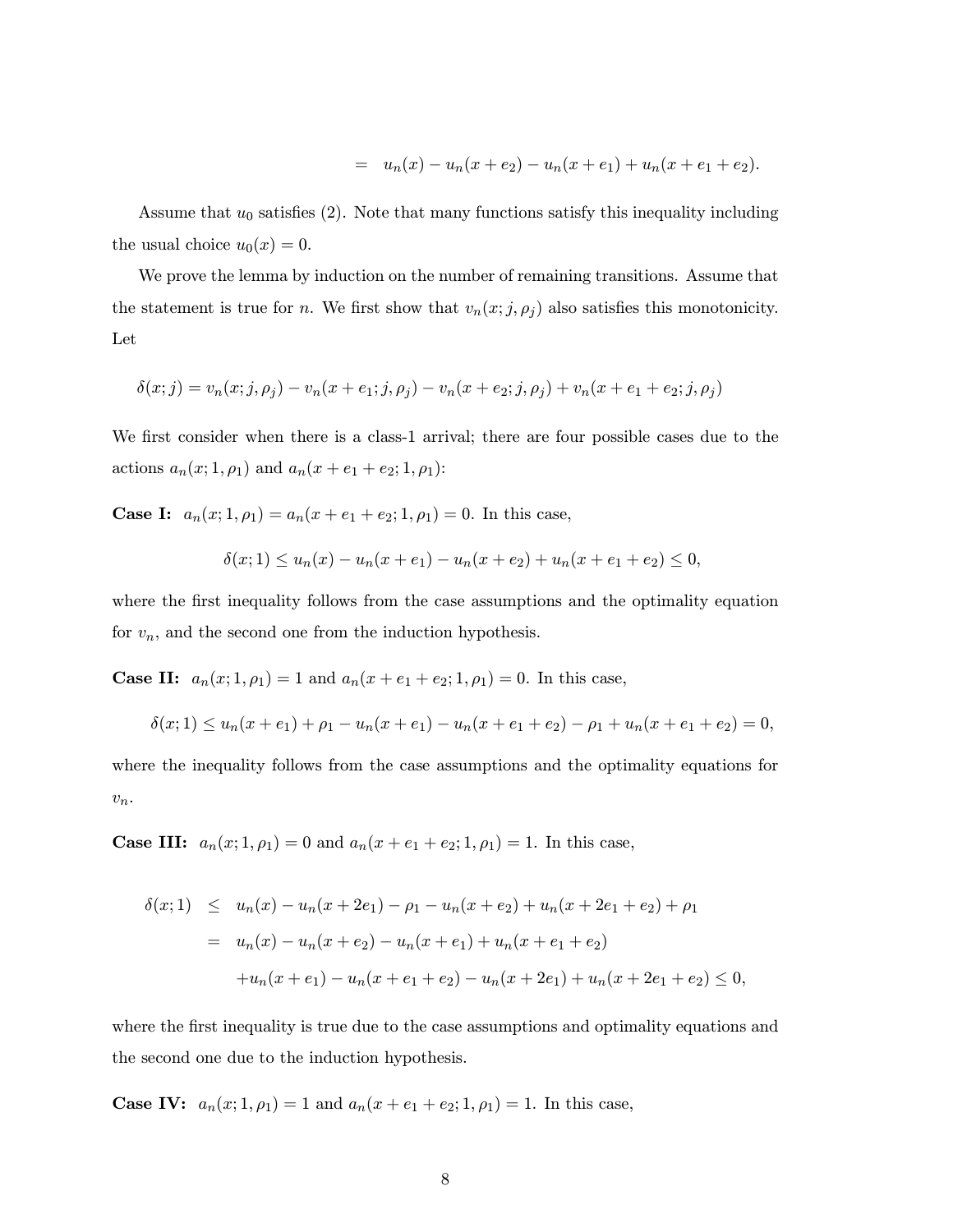$$= \quad u_n(x) - u_n(x+e_2) - u_n(x+e_1) + u_n(x+e_1+e_2).$$

Assume that $u_0$ satisfies (2). Note that many functions satisfy this inequality including the usual choice $u_0(x) = 0$.

We prove the lemma by induction on the number of remaining transitions. Assume that the statement is true for $n$. We first show that $v_n(x; j, \rho_j)$ also satisfies this monotonicity. Let

$$\delta(x;j) = v_n(x;j,\rho_j) - v_n(x+e_1;j,\rho_j) - v_n(x+e_2;j,\rho_j) + v_n(x+e_1+e_2;j,\rho_j)$$

We first consider when there is a class-1 arrival; there are four possible cases due to the actions $a_n(x; 1, \rho_1)$ and $a_n(x + e_1 + e_2; 1, \rho_1)$:

**Case I:** $a_n(x; 1, \rho_1) = a_n(x + e_1 + e_2; 1, \rho_1) = 0$. In this case,

$$\delta(x;1) \leq u_n(x) - u_n(x+e_1) - u_n(x+e_2) + u_n(x+e_1+e_2) \leq 0,$$

where the first inequality follows from the case assumptions and the optimality equation for $v_n$, and the second one from the induction hypothesis.

**Case II:** $a_n(x; 1, \rho_1) = 1$ and $a_n(x + e_1 + e_2; 1, \rho_1) = 0$. In this case,

$$\delta(x;1) \leq u_n(x+e_1) + \rho_1 - u_n(x+e_1) - u_n(x+e_1+e_2) - \rho_1 + u_n(x+e_1+e_2) = 0,$$

where the inequality follows from the case assumptions and the optimality equations for $v_n$.

**Case III:** $a_n(x; 1, \rho_1) = 0$ and $a_n(x + e_1 + e_2; 1, \rho_1) = 1$. In this case,

$$\begin{aligned}
\delta(x;1) &\leq u_n(x) - u_n(x+2e_1) - \rho_1 - u_n(x+e_2) + u_n(x+2e_1+e_2) + \rho_1 \\
&= u_n(x) - u_n(x+e_2) - u_n(x+e_1) + u_n(x+e_1+e_2) \\
&\quad + u_n(x+e_1) - u_n(x+e_1+e_2) - u_n(x+2e_1) + u_n(x+2e_1+e_2) \leq 0,
\end{aligned}$$

where the first inequality is true due to the case assumptions and optimality equations and the second one due to the induction hypothesis.

**Case IV:** $a_n(x; 1, \rho_1) = 1$ and $a_n(x + e_1 + e_2; 1, \rho_1) = 1$. In this case,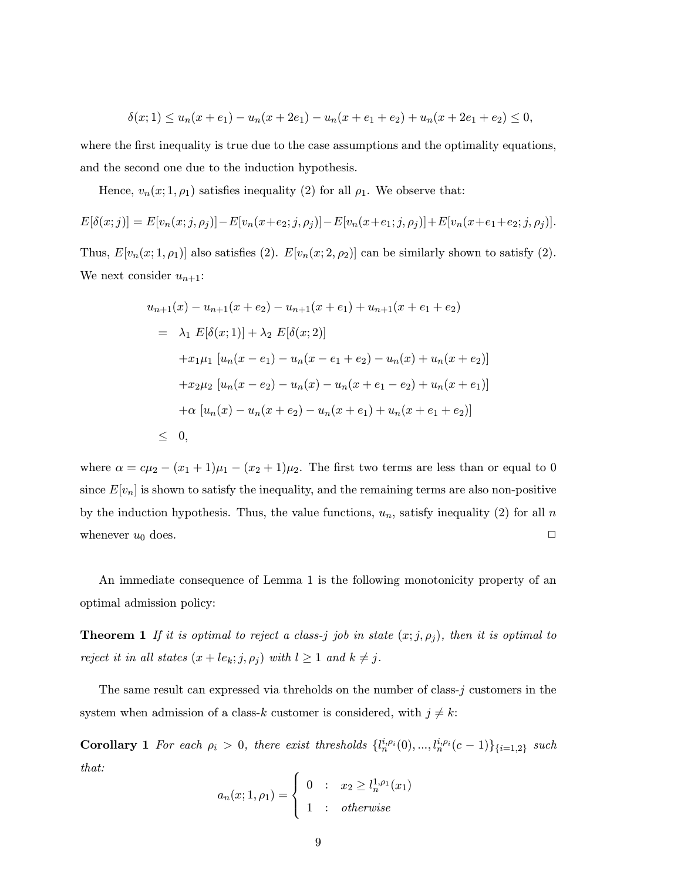$$\delta(x;1) \leq u_n(x+e_1) - u_n(x+2e_1) - u_n(x+e_1+e_2) + u_n(x+2e_1+e_2) \leq 0,$$

where the first inequality is true due to the case assumptions and the optimality equations, and the second one due to the induction hypothesis.

Hence, $v_n(x;1,\rho_1)$ satisfies inequality (2) for all $\rho_1$. We observe that:

$$E[\delta(x;j)] = E[v_n(x;j,\rho_j)] - E[v_n(x+e_2;j,\rho_j)] - E[v_n(x+e_1;j,\rho_j)] + E[v_n(x+e_1+e_2;j,\rho_j)].$$

Thus, $E[v_n(x;1,\rho_1)]$ also satisfies (2). $E[v_n(x;2,\rho_2)]$ can be similarly shown to satisfy (2). We next consider $u_{n+1}$:

$$\begin{aligned}
& u_{n+1}(x) - u_{n+1}(x+e_2) - u_{n+1}(x+e_1) + u_{n+1}(x+e_1+e_2) \\
&= \lambda_1 \; E[\delta(x;1)] + \lambda_2 \; E[\delta(x;2)] \\
&\quad + x_1\mu_1 \; [u_n(x-e_1) - u_n(x-e_1+e_2) - u_n(x) + u_n(x+e_2)] \\
&\quad + x_2\mu_2 \; [u_n(x-e_2) - u_n(x) - u_n(x+e_1-e_2) + u_n(x+e_1)] \\
&\quad + \alpha \; [u_n(x) - u_n(x+e_2) - u_n(x+e_1) + u_n(x+e_1+e_2)] \\
&\leq 0,
\end{aligned}$$

where $\alpha = c\mu_2 - (x_1+1)\mu_1 - (x_2+1)\mu_2$. The first two terms are less than or equal to 0 since $E[v_n]$ is shown to satisfy the inequality, and the remaining terms are also non-positive by the induction hypothesis. Thus, the value functions, $u_n$, satisfy inequality (2) for all $n$ whenever $u_0$ does. □

An immediate consequence of Lemma 1 is the following monotonicity property of an optimal admission policy:

**Theorem 1** *If it is optimal to reject a class-$j$ job in state $(x;j,\rho_j)$, then it is optimal to reject it in all states $(x+le_k;j,\rho_j)$ with $l \geq 1$ and $k \neq j$.*

The same result can expressed via threholds on the number of class-$j$ customers in the system when admission of a class-$k$ customer is considered, with $j \neq k$:

**Corollary 1** *For each $\rho_i > 0$, there exist thresholds $\{l_n^{i,\rho_i}(0), ..., l_n^{i,\rho_i}(c-1)\}_{\{i=1,2\}}$ such that:*

$$a_n(x;1,\rho_1) = \begin{cases} 0 & : \quad x_2 \geq l_n^{1,\rho_1}(x_1) \\ 1 & : \quad \textit{otherwise} \end{cases}$$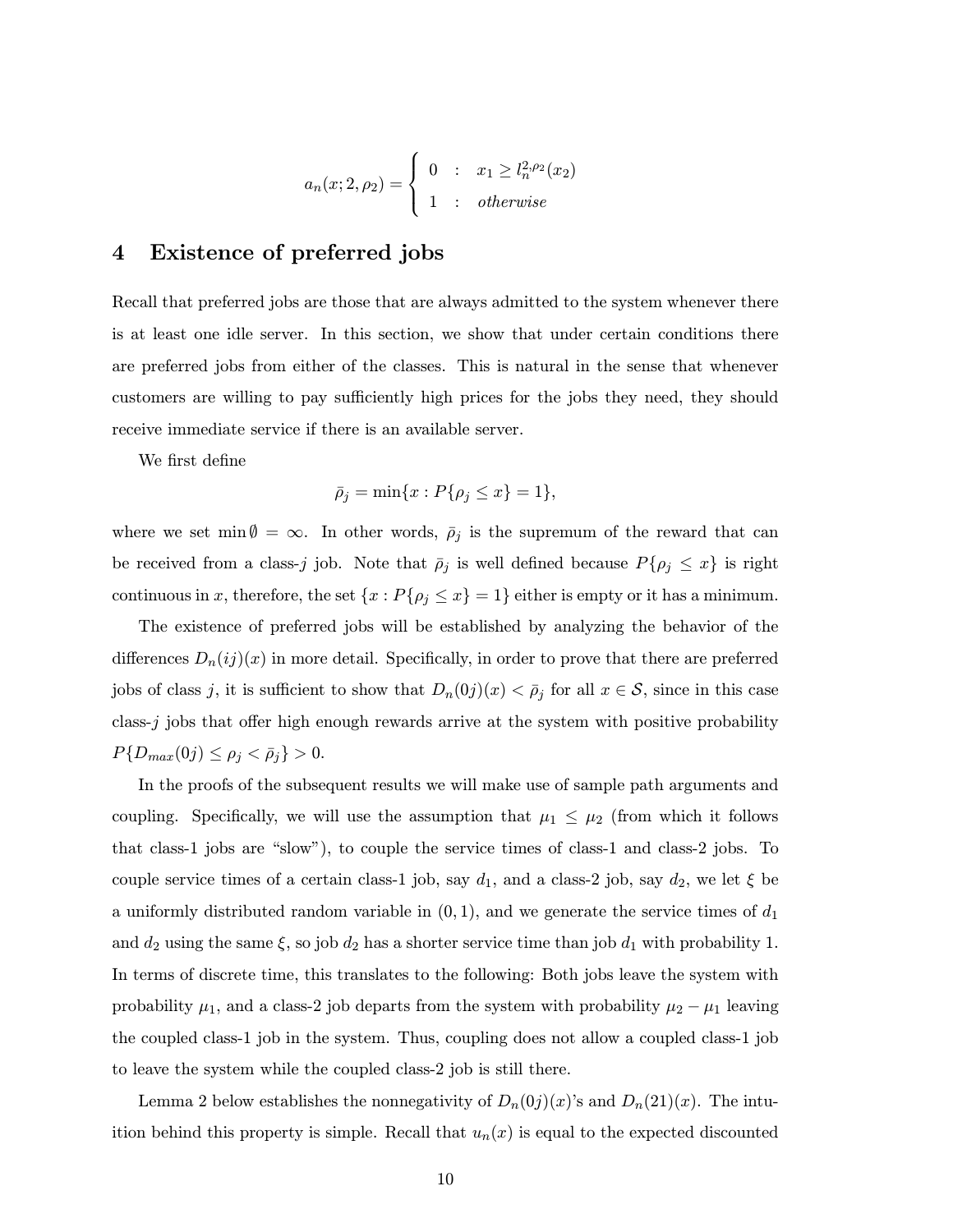$$a_n(x; 2, \rho_2) = \begin{cases} 0 & : \quad x_1 \geq l_n^{2,\rho_2}(x_2) \\ 1 & : \quad \textit{otherwise} \end{cases}$$

## 4 Existence of preferred jobs

Recall that preferred jobs are those that are always admitted to the system whenever there is at least one idle server. In this section, we show that under certain conditions there are preferred jobs from either of the classes. This is natural in the sense that whenever customers are willing to pay sufficiently high prices for the jobs they need, they should receive immediate service if there is an available server.

We first define

$$\bar{\rho}_j = \min\{x : P\{\rho_j \leq x\} = 1\},$$

where we set $\min \emptyset = \infty$. In other words, $\bar{\rho}_j$ is the supremum of the reward that can be received from a class-$j$ job. Note that $\bar{\rho}_j$ is well defined because $P\{\rho_j \leq x\}$ is right continuous in $x$, therefore, the set $\{x : P\{\rho_j \leq x\} = 1\}$ either is empty or it has a minimum.

The existence of preferred jobs will be established by analyzing the behavior of the differences $D_n(ij)(x)$ in more detail. Specifically, in order to prove that there are preferred jobs of class $j$, it is sufficient to show that $D_n(0j)(x) < \bar{\rho}_j$ for all $x \in \mathcal{S}$, since in this case class-$j$ jobs that offer high enough rewards arrive at the system with positive probability $P\{D_{max}(0j) \leq \rho_j < \bar{\rho}_j\} > 0$.

In the proofs of the subsequent results we will make use of sample path arguments and coupling. Specifically, we will use the assumption that $\mu_1 \leq \mu_2$ (from which it follows that class-1 jobs are "slow"), to couple the service times of class-1 and class-2 jobs. To couple service times of a certain class-1 job, say $d_1$, and a class-2 job, say $d_2$, we let $\xi$ be a uniformly distributed random variable in $(0, 1)$, and we generate the service times of $d_1$ and $d_2$ using the same $\xi$, so job $d_2$ has a shorter service time than job $d_1$ with probability 1. In terms of discrete time, this translates to the following: Both jobs leave the system with probability $\mu_1$, and a class-2 job departs from the system with probability $\mu_2 - \mu_1$ leaving the coupled class-1 job in the system. Thus, coupling does not allow a coupled class-1 job to leave the system while the coupled class-2 job is still there.

Lemma 2 below establishes the nonnegativity of $D_n(0j)(x)$'s and $D_n(21)(x)$. The intuition behind this property is simple. Recall that $u_n(x)$ is equal to the expected discounted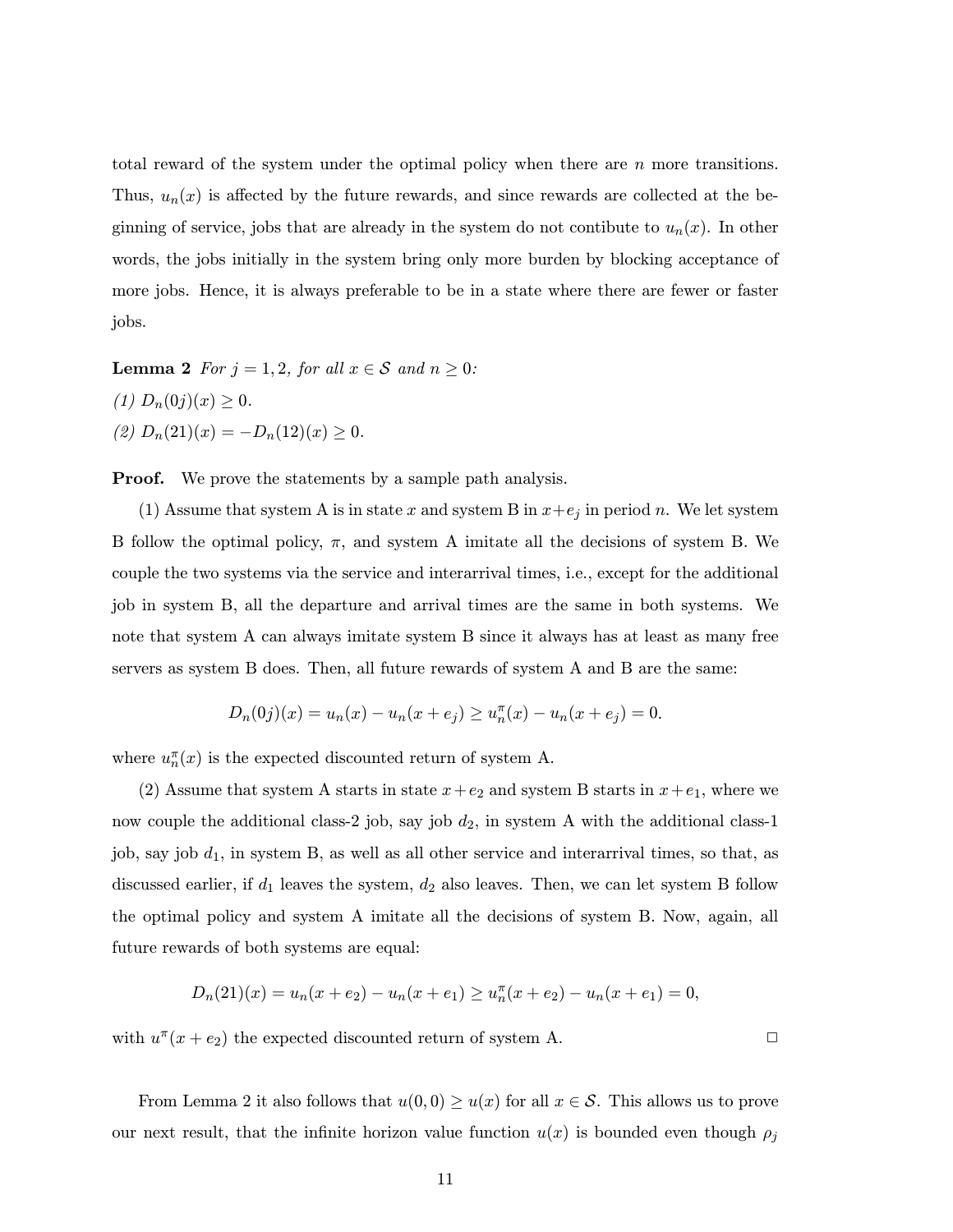total reward of the system under the optimal policy when there are $n$ more transitions. Thus, $u_n(x)$ is affected by the future rewards, and since rewards are collected at the beginning of service, jobs that are already in the system do not contibute to $u_n(x)$. In other words, the jobs initially in the system bring only more burden by blocking acceptance of more jobs. Hence, it is always preferable to be in a state where there are fewer or faster jobs.

**Lemma 2** *For $j = 1, 2$, for all $x \in \mathcal{S}$ and $n \geq 0$:*

*(1) $D_n(0j)(x) \geq 0$.*

*(2) $D_n(21)(x) = -D_n(12)(x) \geq 0$.*

**Proof.** We prove the statements by a sample path analysis.

(1) Assume that system A is in state $x$ and system B in $x+e_j$ in period $n$. We let system B follow the optimal policy, $\pi$, and system A imitate all the decisions of system B. We couple the two systems via the service and interarrival times, i.e., except for the additional job in system B, all the departure and arrival times are the same in both systems. We note that system A can always imitate system B since it always has at least as many free servers as system B does. Then, all future rewards of system A and B are the same:

$$D_n(0j)(x) = u_n(x) - u_n(x + e_j) \geq u_n^\pi(x) - u_n(x + e_j) = 0.$$

where $u_n^\pi(x)$ is the expected discounted return of system A.

(2) Assume that system A starts in state $x+e_2$ and system B starts in $x+e_1$, where we now couple the additional class-2 job, say job $d_2$, in system A with the additional class-1 job, say job $d_1$, in system B, as well as all other service and interarrival times, so that, as discussed earlier, if $d_1$ leaves the system, $d_2$ also leaves. Then, we can let system B follow the optimal policy and system A imitate all the decisions of system B. Now, again, all future rewards of both systems are equal:

$$D_n(21)(x) = u_n(x + e_2) - u_n(x + e_1) \geq u_n^\pi(x + e_2) - u_n(x + e_1) = 0,$$

with $u^\pi(x + e_2)$ the expected discounted return of system A. □

From Lemma 2 it also follows that $u(0, 0) \geq u(x)$ for all $x \in \mathcal{S}$. This allows us to prove our next result, that the infinite horizon value function $u(x)$ is bounded even though $\rho_j$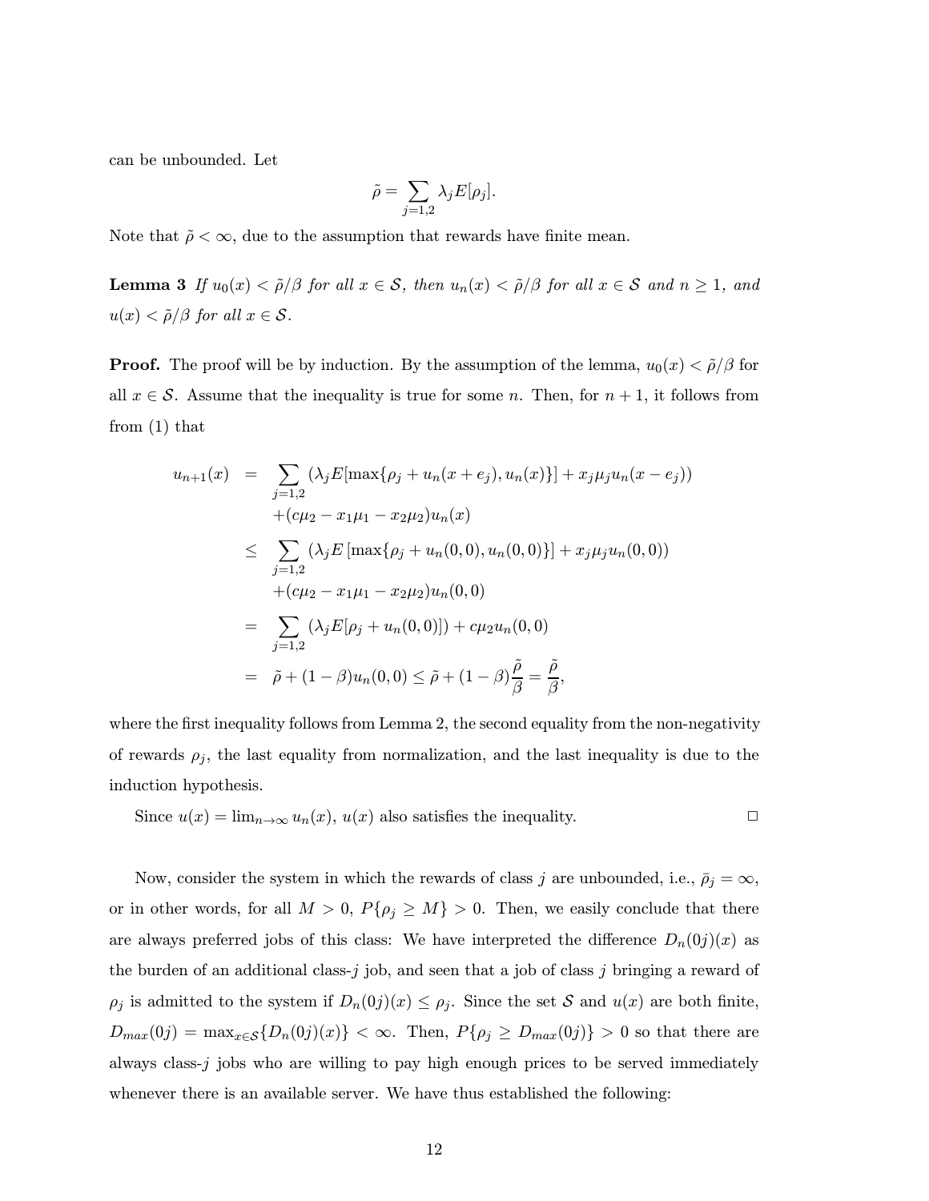can be unbounded. Let

$$\tilde{\rho} = \sum_{j=1,2} \lambda_j E[\rho_j].$$

Note that $\tilde{\rho} < \infty$, due to the assumption that rewards have finite mean.

**Lemma 3** *If $u_0(x) < \tilde{\rho}/\beta$ for all $x \in \mathcal{S}$, then $u_n(x) < \tilde{\rho}/\beta$ for all $x \in \mathcal{S}$ and $n \geq 1$, and $u(x) < \tilde{\rho}/\beta$ for all $x \in \mathcal{S}$.*

**Proof.** The proof will be by induction. By the assumption of the lemma, $u_0(x) < \tilde{\rho}/\beta$ for all $x \in \mathcal{S}$. Assume that the inequality is true for some $n$. Then, for $n+1$, it follows from from (1) that

$$\begin{aligned}
u_{n+1}(x) &= \sum_{j=1,2} (\lambda_j E[\max\{\rho_j + u_n(x+e_j), u_n(x)\}] + x_j \mu_j u_n(x - e_j)) \\
&\quad + (c\mu_2 - x_1\mu_1 - x_2\mu_2) u_n(x) \\
&\leq \sum_{j=1,2} (\lambda_j E\left[\max\{\rho_j + u_n(0,0), u_n(0,0)\}\right] + x_j \mu_j u_n(0,0)) \\
&\quad + (c\mu_2 - x_1\mu_1 - x_2\mu_2) u_n(0,0) \\
&= \sum_{j=1,2} (\lambda_j E[\rho_j + u_n(0,0)]) + c\mu_2 u_n(0,0) \\
&= \tilde{\rho} + (1-\beta) u_n(0,0) \leq \tilde{\rho} + (1-\beta)\frac{\tilde{\rho}}{\beta} = \frac{\tilde{\rho}}{\beta},
\end{aligned}$$

where the first inequality follows from Lemma 2, the second equality from the non-negativity of rewards $\rho_j$, the last equality from normalization, and the last inequality is due to the induction hypothesis.

Since $u(x) = \lim_{n\to\infty} u_n(x)$, $u(x)$ also satisfies the inequality. □

Now, consider the system in which the rewards of class $j$ are unbounded, i.e., $\bar{\rho}_j = \infty$, or in other words, for all $M > 0$, $P\{\rho_j \geq M\} > 0$. Then, we easily conclude that there are always preferred jobs of this class: We have interpreted the difference $D_n(0j)(x)$ as the burden of an additional class-$j$ job, and seen that a job of class $j$ bringing a reward of $\rho_j$ is admitted to the system if $D_n(0j)(x) \leq \rho_j$. Since the set $\mathcal{S}$ and $u(x)$ are both finite, $D_{max}(0j) = \max_{x\in\mathcal{S}}\{D_n(0j)(x)\} < \infty$. Then, $P\{\rho_j \geq D_{max}(0j)\} > 0$ so that there are always class-$j$ jobs who are willing to pay high enough prices to be served immediately whenever there is an available server. We have thus established the following: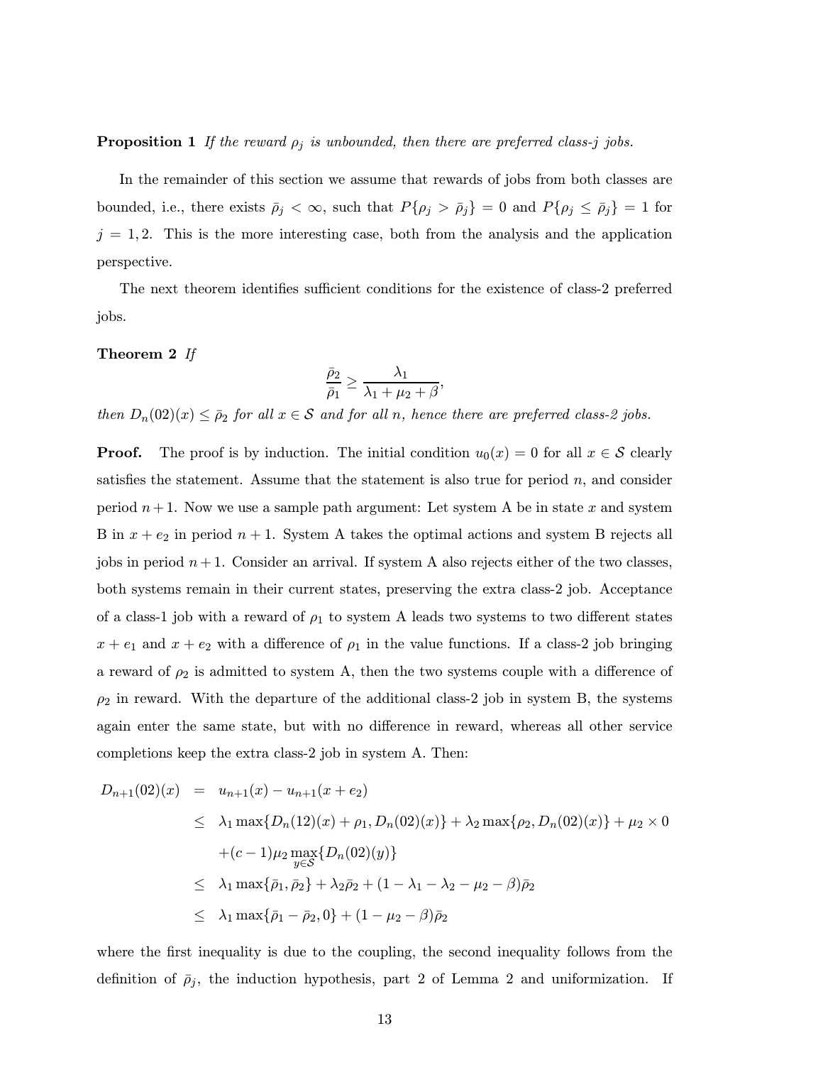**Proposition 1** *If the reward $\rho_j$ is unbounded, then there are preferred class-$j$ jobs.*

In the remainder of this section we assume that rewards of jobs from both classes are bounded, i.e., there exists $\bar{\rho}_j < \infty$, such that $P\{\rho_j > \bar{\rho}_j\} = 0$ and $P\{\rho_j \leq \bar{\rho}_j\} = 1$ for $j = 1, 2$. This is the more interesting case, both from the analysis and the application perspective.

The next theorem identifies sufficient conditions for the existence of class-2 preferred jobs.

**Theorem 2** *If*

$$\frac{\bar{\rho}_2}{\bar{\rho}_1} \geq \frac{\lambda_1}{\lambda_1 + \mu_2 + \beta},$$

*then $D_n(02)(x) \leq \bar{\rho}_2$ for all $x \in \mathcal{S}$ and for all $n$, hence there are preferred class-2 jobs.*

**Proof.** The proof is by induction. The initial condition $u_0(x) = 0$ for all $x \in \mathcal{S}$ clearly satisfies the statement. Assume that the statement is also true for period $n$, and consider period $n+1$. Now we use a sample path argument: Let system A be in state $x$ and system B in $x + e_2$ in period $n+1$. System A takes the optimal actions and system B rejects all jobs in period $n+1$. Consider an arrival. If system A also rejects either of the two classes, both systems remain in their current states, preserving the extra class-2 job. Acceptance of a class-1 job with a reward of $\rho_1$ to system A leads two systems to two different states $x + e_1$ and $x + e_2$ with a difference of $\rho_1$ in the value functions. If a class-2 job bringing a reward of $\rho_2$ is admitted to system A, then the two systems couple with a difference of $\rho_2$ in reward. With the departure of the additional class-2 job in system B, the systems again enter the same state, but with no difference in reward, whereas all other service completions keep the extra class-2 job in system A. Then:

$$\begin{aligned}
D_{n+1}(02)(x) &= u_{n+1}(x) - u_{n+1}(x + e_2) \\
&\leq \lambda_1 \max\{D_n(12)(x) + \rho_1, D_n(02)(x)\} + \lambda_2 \max\{\rho_2, D_n(02)(x)\} + \mu_2 \times 0 \\
&\quad + (c-1)\mu_2 \max_{y \in \mathcal{S}}\{D_n(02)(y)\} \\
&\leq \lambda_1 \max\{\bar{\rho}_1, \bar{\rho}_2\} + \lambda_2 \bar{\rho}_2 + (1 - \lambda_1 - \lambda_2 - \mu_2 - \beta)\bar{\rho}_2 \\
&\leq \lambda_1 \max\{\bar{\rho}_1 - \bar{\rho}_2, 0\} + (1 - \mu_2 - \beta)\bar{\rho}_2
\end{aligned}$$

where the first inequality is due to the coupling, the second inequality follows from the definition of $\bar{\rho}_j$, the induction hypothesis, part 2 of Lemma 2 and uniformization. If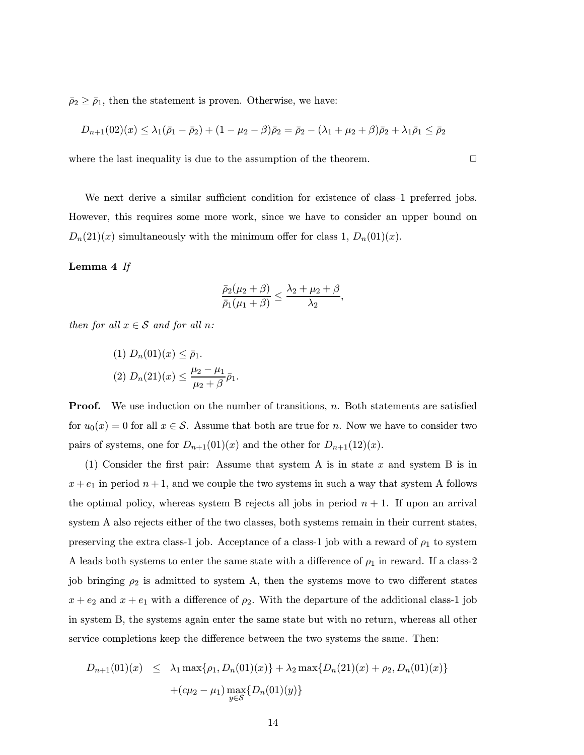$\bar{\rho}_2 \geq \bar{\rho}_1$, then the statement is proven. Otherwise, we have:

$$D_{n+1}(02)(x) \leq \lambda_1(\bar{\rho}_1 - \bar{\rho}_2) + (1 - \mu_2 - \beta)\bar{\rho}_2 = \bar{\rho}_2 - (\lambda_1 + \mu_2 + \beta)\bar{\rho}_2 + \lambda_1\bar{\rho}_1 \leq \bar{\rho}_2$$

where the last inequality is due to the assumption of the theorem. □

We next derive a similar sufficient condition for existence of class–1 preferred jobs. However, this requires some more work, since we have to consider an upper bound on $D_n(21)(x)$ simultaneously with the minimum offer for class 1, $D_n(01)(x)$.

**Lemma 4** *If*

$$\frac{\bar{\rho}_2(\mu_2 + \beta)}{\bar{\rho}_1(\mu_1 + \beta)} \leq \frac{\lambda_2 + \mu_2 + \beta}{\lambda_2},$$

*then for all $x \in \mathcal{S}$ and for all $n$:*

(1) $D_n(01)(x) \leq \bar{\rho}_1$.

(2) $D_n(21)(x) \leq \dfrac{\mu_2 - \mu_1}{\mu_2 + \beta}\bar{\rho}_1$.

**Proof.** We use induction on the number of transitions, $n$. Both statements are satisfied for $u_0(x) = 0$ for all $x \in \mathcal{S}$. Assume that both are true for $n$. Now we have to consider two pairs of systems, one for $D_{n+1}(01)(x)$ and the other for $D_{n+1}(12)(x)$.

(1) Consider the first pair: Assume that system A is in state $x$ and system B is in $x + e_1$ in period $n + 1$, and we couple the two systems in such a way that system A follows the optimal policy, whereas system B rejects all jobs in period $n + 1$. If upon an arrival system A also rejects either of the two classes, both systems remain in their current states, preserving the extra class-1 job. Acceptance of a class-1 job with a reward of $\rho_1$ to system A leads both systems to enter the same state with a difference of $\rho_1$ in reward. If a class-2 job bringing $\rho_2$ is admitted to system A, then the systems move to two different states $x + e_2$ and $x + e_1$ with a difference of $\rho_2$. With the departure of the additional class-1 job in system B, the systems again enter the same state but with no return, whereas all other service completions keep the difference between the two systems the same. Then:

$$\begin{aligned}
D_{n+1}(01)(x) \quad &\leq \quad \lambda_1 \max\{\rho_1, D_n(01)(x)\} + \lambda_2 \max\{D_n(21)(x) + \rho_2, D_n(01)(x)\} \\
&\quad + (c\mu_2 - \mu_1) \max_{y \in \mathcal{S}}\{D_n(01)(y)\}
\end{aligned}$$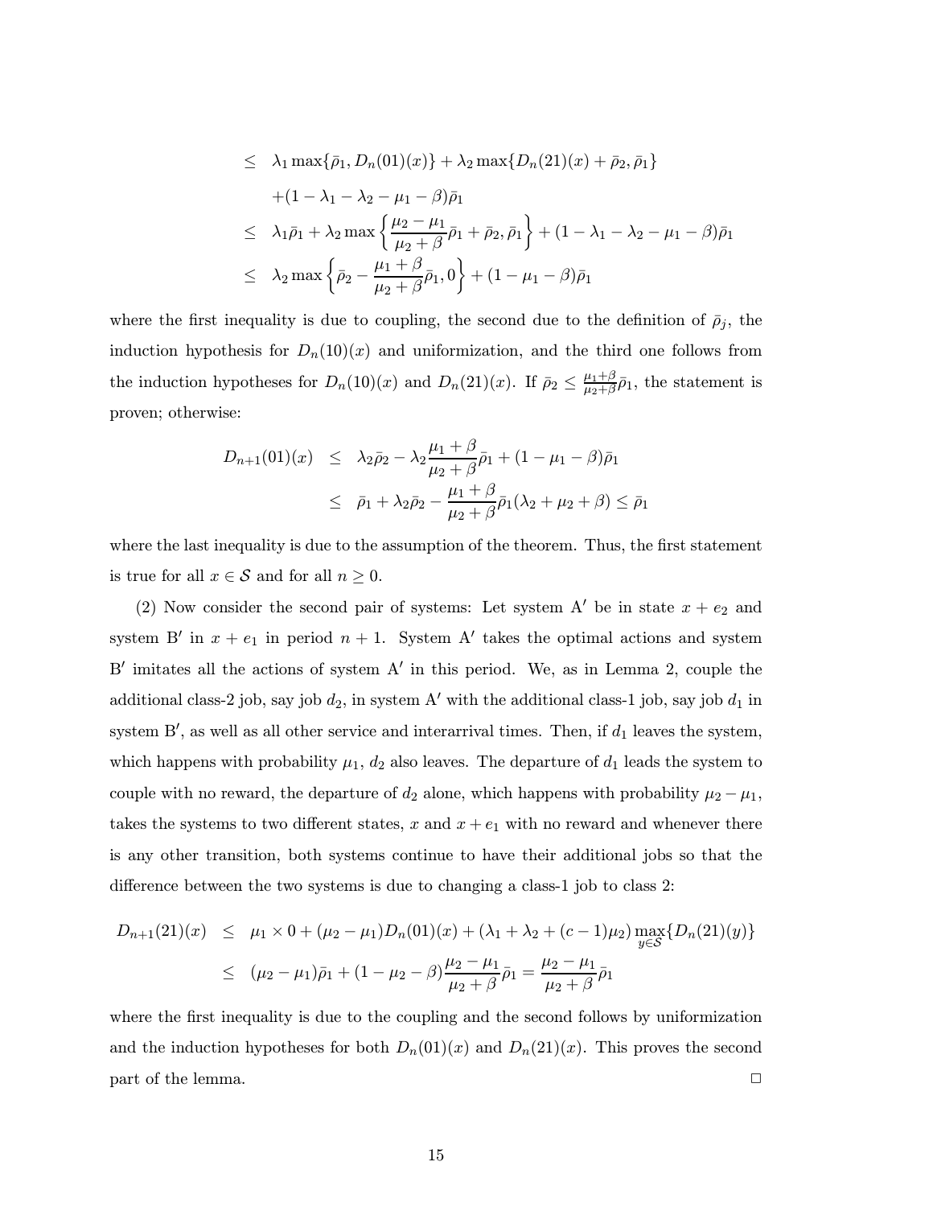$$
\begin{aligned}
&\leq \lambda_1 \max\{\bar{\rho}_1, D_n(01)(x)\} + \lambda_2 \max\{D_n(21)(x) + \bar{\rho}_2, \bar{\rho}_1\} \\
&\quad +(1 - \lambda_1 - \lambda_2 - \mu_1 - \beta)\bar{\rho}_1 \\
&\leq \lambda_1 \bar{\rho}_1 + \lambda_2 \max\left\{\frac{\mu_2 - \mu_1}{\mu_2 + \beta}\bar{\rho}_1 + \bar{\rho}_2, \bar{\rho}_1\right\} + (1 - \lambda_1 - \lambda_2 - \mu_1 - \beta)\bar{\rho}_1 \\
&\leq \lambda_2 \max\left\{\bar{\rho}_2 - \frac{\mu_1 + \beta}{\mu_2 + \beta}\bar{\rho}_1, 0\right\} + (1 - \mu_1 - \beta)\bar{\rho}_1
\end{aligned}
$$

where the first inequality is due to coupling, the second due to the definition of $\bar{\rho}_j$, the induction hypothesis for $D_n(10)(x)$ and uniformization, and the third one follows from the induction hypotheses for $D_n(10)(x)$ and $D_n(21)(x)$. If $\bar{\rho}_2 \leq \frac{\mu_1+\beta}{\mu_2+\beta}\bar{\rho}_1$, the statement is proven; otherwise:

$$
\begin{aligned}
D_{n+1}(01)(x) &\leq \lambda_2 \bar{\rho}_2 - \lambda_2 \frac{\mu_1 + \beta}{\mu_2 + \beta}\bar{\rho}_1 + (1 - \mu_1 - \beta)\bar{\rho}_1 \\
&\leq \bar{\rho}_1 + \lambda_2 \bar{\rho}_2 - \frac{\mu_1 + \beta}{\mu_2 + \beta}\bar{\rho}_1(\lambda_2 + \mu_2 + \beta) \leq \bar{\rho}_1
\end{aligned}
$$

where the last inequality is due to the assumption of the theorem. Thus, the first statement is true for all $x \in \mathcal{S}$ and for all $n \geq 0$.

(2) Now consider the second pair of systems: Let system A′ be in state $x + e_2$ and system B′ in $x + e_1$ in period $n + 1$. System A′ takes the optimal actions and system B′ imitates all the actions of system A′ in this period. We, as in Lemma 2, couple the additional class-2 job, say job $d_2$, in system A′ with the additional class-1 job, say job $d_1$ in system B′, as well as all other service and interarrival times. Then, if $d_1$ leaves the system, which happens with probability $\mu_1$, $d_2$ also leaves. The departure of $d_1$ leads the system to couple with no reward, the departure of $d_2$ alone, which happens with probability $\mu_2 - \mu_1$, takes the systems to two different states, $x$ and $x + e_1$ with no reward and whenever there is any other transition, both systems continue to have their additional jobs so that the difference between the two systems is due to changing a class-1 job to class 2:

$$
\begin{aligned}
D_{n+1}(21)(x) &\leq \mu_1 \times 0 + (\mu_2 - \mu_1)D_n(01)(x) + (\lambda_1 + \lambda_2 + (c-1)\mu_2)\max_{y\in\mathcal{S}}\{D_n(21)(y)\} \\
&\leq (\mu_2 - \mu_1)\bar{\rho}_1 + (1 - \mu_2 - \beta)\frac{\mu_2 - \mu_1}{\mu_2 + \beta}\bar{\rho}_1 = \frac{\mu_2 - \mu_1}{\mu_2 + \beta}\bar{\rho}_1
\end{aligned}
$$

where the first inequality is due to the coupling and the second follows by uniformization and the induction hypotheses for both $D_n(01)(x)$ and $D_n(21)(x)$. This proves the second part of the lemma. □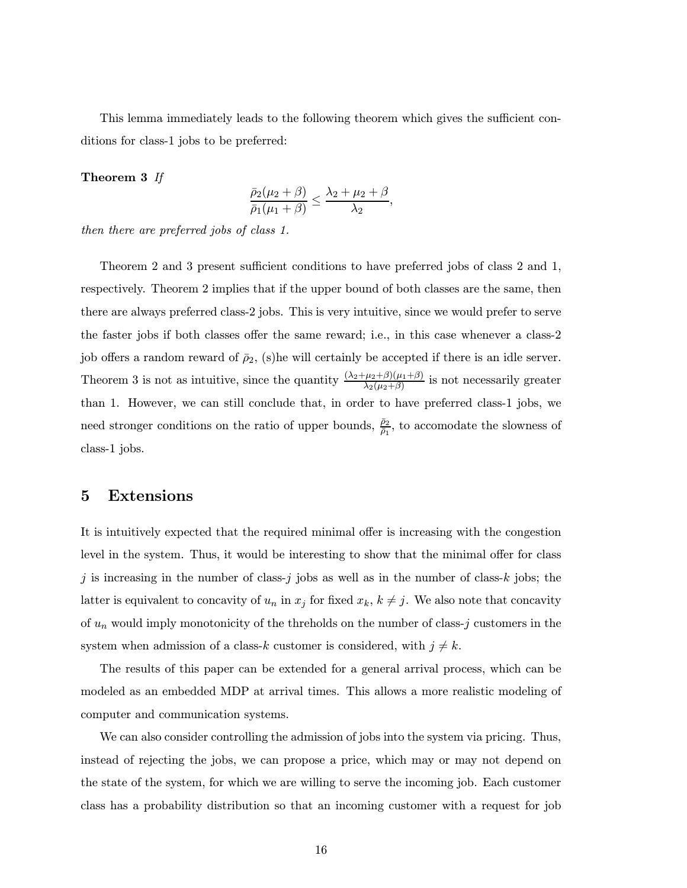This lemma immediately leads to the following theorem which gives the sufficient conditions for class-1 jobs to be preferred:

**Theorem 3** *If*

$$\frac{\bar{\rho}_2(\mu_2 + \beta)}{\bar{\rho}_1(\mu_1 + \beta)} \leq \frac{\lambda_2 + \mu_2 + \beta}{\lambda_2},$$

*then there are preferred jobs of class 1.*

Theorem 2 and 3 present sufficient conditions to have preferred jobs of class 2 and 1, respectively. Theorem 2 implies that if the upper bound of both classes are the same, then there are always preferred class-2 jobs. This is very intuitive, since we would prefer to serve the faster jobs if both classes offer the same reward; i.e., in this case whenever a class-2 job offers a random reward of $\bar{\rho}_2$, (s)he will certainly be accepted if there is an idle server. Theorem 3 is not as intuitive, since the quantity $\frac{(\lambda_2+\mu_2+\beta)(\mu_1+\beta)}{\lambda_2(\mu_2+\beta)}$ is not necessarily greater than 1. However, we can still conclude that, in order to have preferred class-1 jobs, we need stronger conditions on the ratio of upper bounds, $\frac{\bar{\rho}_2}{\bar{\rho}_1}$, to accomodate the slowness of class-1 jobs.

# 5 Extensions

It is intuitively expected that the required minimal offer is increasing with the congestion level in the system. Thus, it would be interesting to show that the minimal offer for class $j$ is increasing in the number of class-$j$ jobs as well as in the number of class-$k$ jobs; the latter is equivalent to concavity of $u_n$ in $x_j$ for fixed $x_k$, $k \neq j$. We also note that concavity of $u_n$ would imply monotonicity of the threholds on the number of class-$j$ customers in the system when admission of a class-$k$ customer is considered, with $j \neq k$.

The results of this paper can be extended for a general arrival process, which can be modeled as an embedded MDP at arrival times. This allows a more realistic modeling of computer and communication systems.

We can also consider controlling the admission of jobs into the system via pricing. Thus, instead of rejecting the jobs, we can propose a price, which may or may not depend on the state of the system, for which we are willing to serve the incoming job. Each customer class has a probability distribution so that an incoming customer with a request for job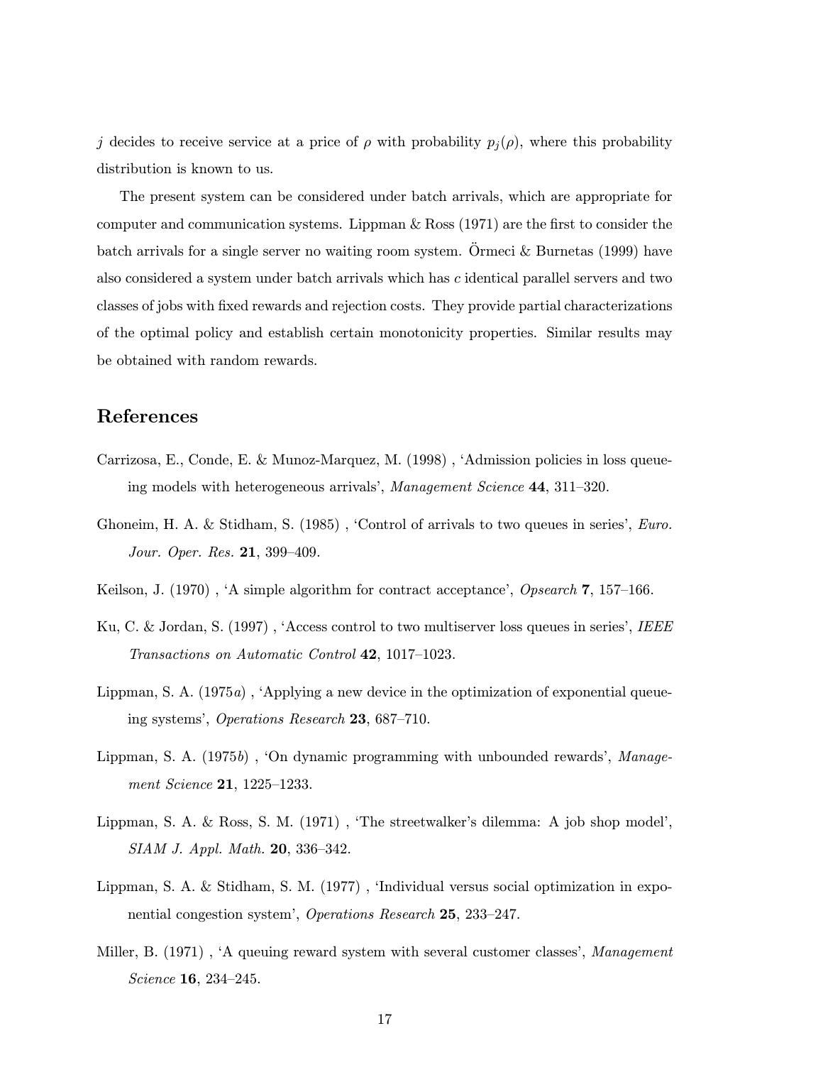$j$ decides to receive service at a price of $\rho$ with probability $p_j(\rho)$, where this probability distribution is known to us.

The present system can be considered under batch arrivals, which are appropriate for computer and communication systems. Lippman & Ross (1971) are the first to consider the batch arrivals for a single server no waiting room system. Örmeci & Burnetas (1999) have also considered a system under batch arrivals which has $c$ identical parallel servers and two classes of jobs with fixed rewards and rejection costs. They provide partial characterizations of the optimal policy and establish certain monotonicity properties. Similar results may be obtained with random rewards.

## References

Carrizosa, E., Conde, E. & Munoz-Marquez, M. (1998) , 'Admission policies in loss queueing models with heterogeneous arrivals', *Management Science* **44**, 311–320.

Ghoneim, H. A. & Stidham, S. (1985) , 'Control of arrivals to two queues in series', *Euro. Jour. Oper. Res.* **21**, 399–409.

Keilson, J. (1970) , 'A simple algorithm for contract acceptance', *Opsearch* **7**, 157–166.

Ku, C. & Jordan, S. (1997) , 'Access control to two multiserver loss queues in series', *IEEE Transactions on Automatic Control* **42**, 1017–1023.

Lippman, S. A. (1975*a*) , 'Applying a new device in the optimization of exponential queueing systems', *Operations Research* **23**, 687–710.

Lippman, S. A. (1975*b*) , 'On dynamic programming with unbounded rewards', *Management Science* **21**, 1225–1233.

Lippman, S. A. & Ross, S. M. (1971) , 'The streetwalker's dilemma: A job shop model', *SIAM J. Appl. Math.* **20**, 336–342.

Lippman, S. A. & Stidham, S. M. (1977) , 'Individual versus social optimization in exponential congestion system', *Operations Research* **25**, 233–247.

Miller, B. (1971) , 'A queuing reward system with several customer classes', *Management Science* **16**, 234–245.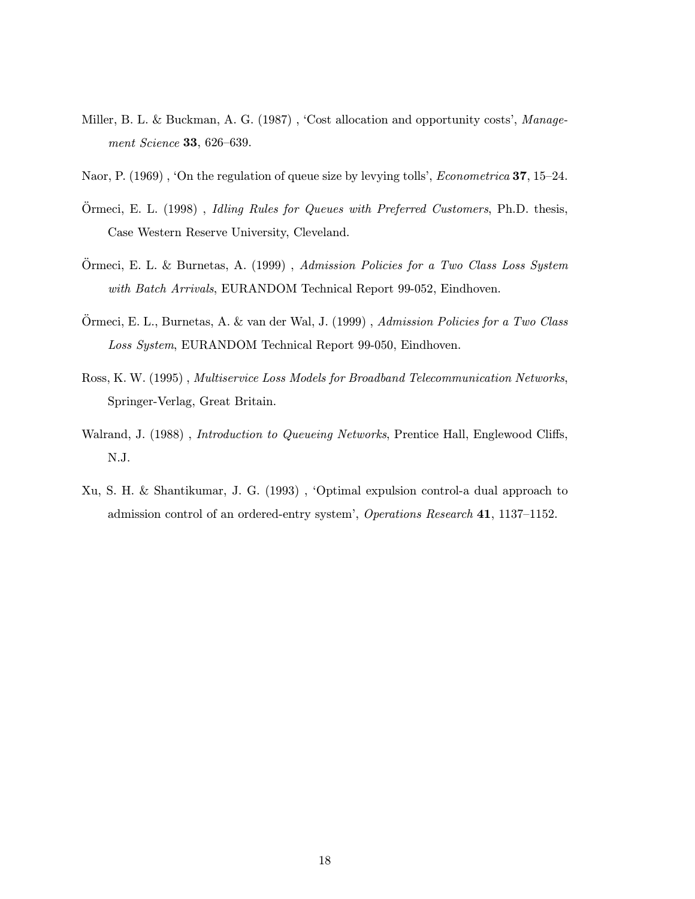Miller, B. L. & Buckman, A. G. (1987) , 'Cost allocation and opportunity costs', *Management Science* **33**, 626–639.

Naor, P. (1969) , 'On the regulation of queue size by levying tolls', *Econometrica* **37**, 15–24.

Örmeci, E. L. (1998) , *Idling Rules for Queues with Preferred Customers*, Ph.D. thesis, Case Western Reserve University, Cleveland.

Örmeci, E. L. & Burnetas, A. (1999) , *Admission Policies for a Two Class Loss System with Batch Arrivals*, EURANDOM Technical Report 99-052, Eindhoven.

Örmeci, E. L., Burnetas, A. & van der Wal, J. (1999) , *Admission Policies for a Two Class Loss System*, EURANDOM Technical Report 99-050, Eindhoven.

Ross, K. W. (1995) , *Multiservice Loss Models for Broadband Telecommunication Networks*, Springer-Verlag, Great Britain.

Walrand, J. (1988) , *Introduction to Queueing Networks*, Prentice Hall, Englewood Cliffs, N.J.

Xu, S. H. & Shantikumar, J. G. (1993) , 'Optimal expulsion control-a dual approach to admission control of an ordered-entry system', *Operations Research* **41**, 1137–1152.